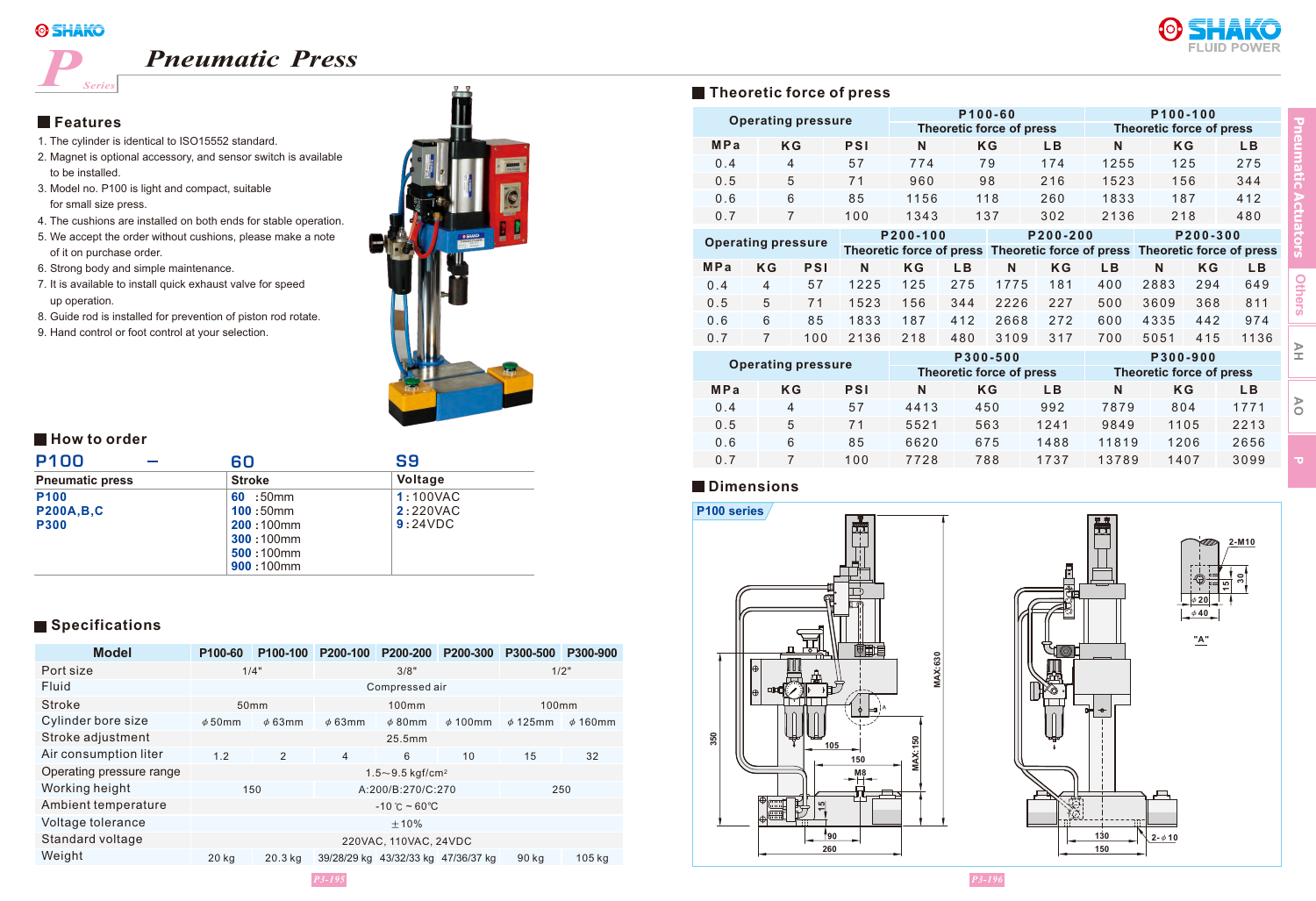# Pneumatic Press

## Features

1. The cylinder is identical to ISO15552 standard.
2. Magnet is optional accessory, and sensor switch is available to be installed.
3. Model no. P100 is light and compact, suitable for small size press.
4. The cushions are installed on both ends for stable operation.
5. We accept the order without cushions, please make a note of it on purchase order.
6. Strong body and simple maintenance.
7. It is available to install quick exhaust valve for speed up operation.
8. Guide rod is installed for prevention of piston rod rotate.
9. Hand control or foot control at your selection.

## How to order

**P100 — 60 S9**

| Pneumatic press | Stroke | Voltage |
|---|---|---|
| P100<br>P200A,B,C<br>P300 | 60 :50mm<br>100 :50mm<br>200 :100mm<br>300 :100mm<br>500 :100mm<br>900 :100mm | 1 : 100VAC<br>2 : 220VAC<br>9 : 24VDC |

## Specifications

| Model | P100-60 | P100-100 | P200-100 | P200-200 | P200-300 | P300-500 | P300-900 |
|---|---|---|---|---|---|---|---|
| Port size | 1/4" | | 3/8" | | | 1/2" | |
| Fluid | Compressed air | | | | | | |
| Stroke | 50mm | | 100mm | | | 100mm | |
| Cylinder bore size | ϕ50mm | ϕ63mm | ϕ63mm | ϕ80mm | ϕ100mm | ϕ125mm | ϕ160mm |
| Stroke adjustment | 25.5mm | | | | | | |
| Air consumption liter | 1.2 | 2 | 4 | 6 | 10 | 15 | 32 |
| Operating pressure range | 1.5~9.5 kgf/cm² | | | | | | |
| Working height | 150 | | A:200/B:270/C:270 | | | 250 | |
| Ambient temperature | -10℃ ~ 60℃ | | | | | | |
| Voltage tolerance | ±10% | | | | | | |
| Standard voltage | 220VAC, 110VAC, 24VDC | | | | | | |
| Weight | 20 kg | 20.3 kg | 39/28/29 kg | 43/32/33 kg | 47/36/37 kg | 90 kg | 105 kg |

## Theoretic force of press

| Operating pressure | | | P100-60 Theoretic force of press | | | P100-100 Theoretic force of press | | |
|---|---|---|---|---|---|---|---|---|
| MPa | KG | PSI | N | KG | LB | N | KG | LB |
| 0.4 | 4 | 57 | 774 | 79 | 174 | 1255 | 125 | 275 |
| 0.5 | 5 | 71 | 960 | 98 | 216 | 1523 | 156 | 344 |
| 0.6 | 6 | 85 | 1156 | 118 | 260 | 1833 | 187 | 412 |
| 0.7 | 7 | 100 | 1343 | 137 | 302 | 2136 | 218 | 480 |

| Operating pressure | | | P200-100 Theoretic force of press | | | P200-200 Theoretic force of press | | | P200-300 Theoretic force of press | | |
|---|---|---|---|---|---|---|---|---|---|---|---|
| MPa | KG | PSI | N | KG | LB | N | KG | LB | N | KG | LB |
| 0.4 | 4 | 57 | 1225 | 125 | 275 | 1775 | 181 | 400 | 2883 | 294 | 649 |
| 0.5 | 5 | 71 | 1523 | 156 | 344 | 2226 | 227 | 500 | 3609 | 368 | 811 |
| 0.6 | 6 | 85 | 1833 | 187 | 412 | 2668 | 272 | 600 | 4335 | 442 | 974 |
| 0.7 | 7 | 100 | 2136 | 218 | 480 | 3109 | 317 | 700 | 5051 | 415 | 1136 |

| Operating pressure | | | P300-500 Theoretic force of press | | | P300-900 Theoretic force of press | | |
|---|---|---|---|---|---|---|---|---|
| MPa | KG | PSI | N | KG | LB | N | KG | LB |
| 0.4 | 4 | 57 | 4413 | 450 | 992 | 7879 | 804 | 1771 |
| 0.5 | 5 | 71 | 5521 | 563 | 1241 | 9849 | 1105 | 2213 |
| 0.6 | 6 | 85 | 6620 | 675 | 1488 | 11819 | 1206 | 2656 |
| 0.7 | 7 | 100 | 7728 | 788 | 1737 | 13789 | 1407 | 3099 |

## Dimensions

P100 series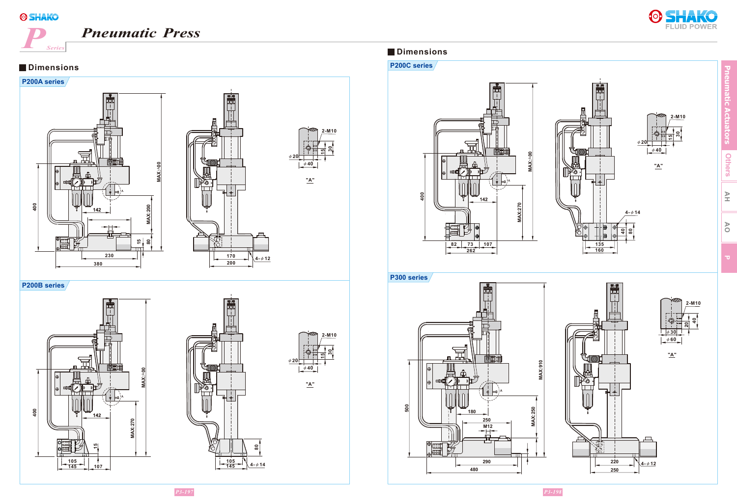# Pneumatic Press

## Dimensions

### P200A series

2-M10

ϕ20 ϕ40 15 30

"A"

400 142 MAX:400 MAX:200 15 80 230 380 170 200 4-ϕ12

### P200B series

2-M10

ϕ20 ϕ40 15 30

"A"

400 142 MAX:400 MAX:270 15 105 145 107 80 105 145 4-ϕ14

## Dimensions

### P200C series

2-M10

ϕ20 ϕ40 15 30

"A"

400 142 MAX:400 MAX:270 82 73 107 262 4-ϕ14 40 80 135 160

### P300 series

2-M10

ϕ30 ϕ60 20 40

"A"

500 180 250 M12 MAX:910 MAX:250 290 480 220 250 4-ϕ12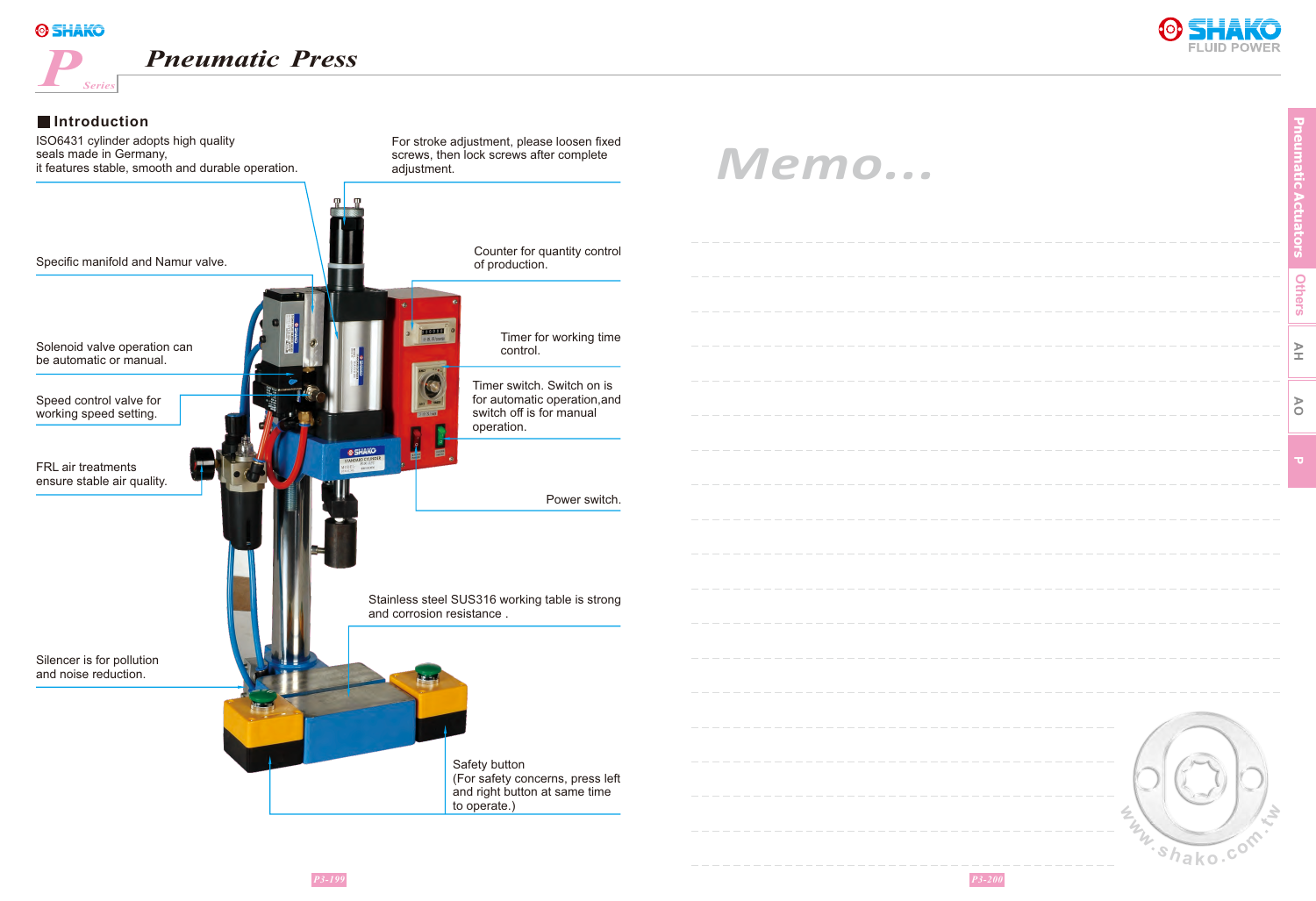# Pneumatic Press

## Introduction

ISO6431 cylinder adopts high quality seals made in Germany, it features stable, smooth and durable operation.

For stroke adjustment, please loosen fixed screws, then lock screws after complete adjustment.

Specific manifold and Namur valve.

Counter for quantity control of production.

Solenoid valve operation can be automatic or manual.

Timer for working time control.

Speed control valve for working speed setting.

Timer switch. Switch on is for automatic operation,and switch off is for manual operation.

FRL air treatments ensure stable air quality.

Power switch.

Stainless steel SUS316 working table is strong and corrosion resistance .

Silencer is for pollution and noise reduction.

Safety button
(For safety concerns, press left and right button at same time to operate.)

Memo...